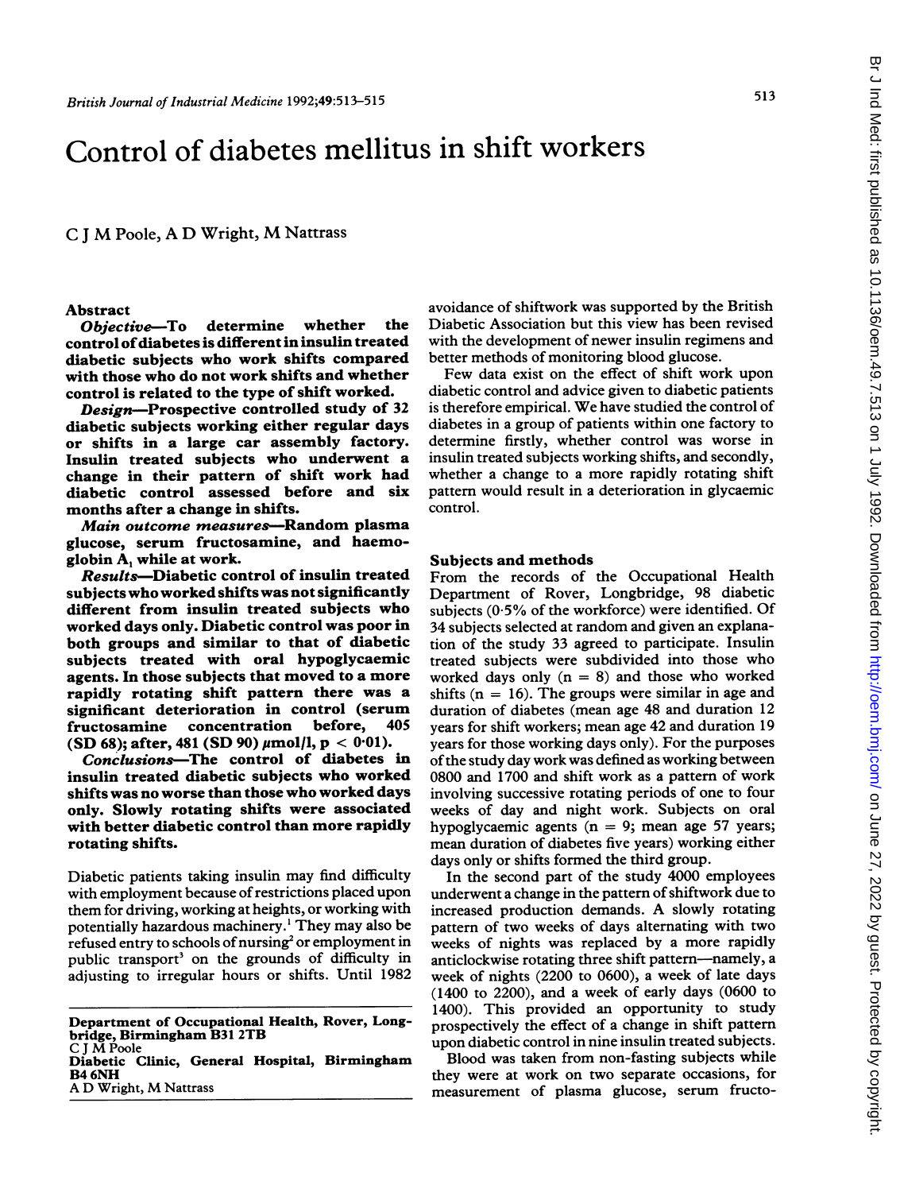# Control of diabetes mellitus in shift workers

C J M Poole, A D Wright, M Nattrass

## Abstract

***Objective***—**To determine whether the control of diabetes is different in insulin treated diabetic subjects who work shifts compared with those who do not work shifts and whether control is related to the type of shift worked.**

***Design***—**Prospective controlled study of 32 diabetic subjects working either regular days or shifts in a large car assembly factory. Insulin treated subjects who underwent a change in their pattern of shift work had diabetic control assessed before and six months after a change in shifts.**

***Main outcome measures***—**Random plasma glucose, serum fructosamine, and haemoglobin $A_1$ while at work.**

***Results***—**Diabetic control of insulin treated subjects who worked shifts was not significantly different from insulin treated subjects who worked days only. Diabetic control was poor in both groups and similar to that of diabetic subjects treated with oral hypoglycaemic agents. In those subjects that moved to a more rapidly rotating shift pattern there was a significant deterioration in control (serum fructosamine concentration before, 405 (SD 68); after, 481 (SD 90) µmol/l, $p < 0.01$).**

***Conclusions***—**The control of diabetes in insulin treated diabetic subjects who worked shifts was no worse than those who worked days only. Slowly rotating shifts were associated with better diabetic control than more rapidly rotating shifts.**

Diabetic patients taking insulin may find difficulty with employment because of restrictions placed upon them for driving, working at heights, or working with potentially hazardous machinery.[1] They may also be refused entry to schools of nursing[2] or employment in public transport[3] on the grounds of difficulty in adjusting to irregular hours or shifts. Until 1982 avoidance of shiftwork was supported by the British Diabetic Association but this view has been revised with the development of newer insulin regimens and better methods of monitoring blood glucose.

Few data exist on the effect of shift work upon diabetic control and advice given to diabetic patients is therefore empirical. We have studied the control of diabetes in a group of patients within one factory to determine firstly, whether control was worse in insulin treated subjects working shifts, and secondly, whether a change to a more rapidly rotating shift pattern would result in a deterioration in glycaemic control.

## Subjects and methods

From the records of the Occupational Health Department of Rover, Longbridge, 98 diabetic subjects (0·5% of the workforce) were identified. Of 34 subjects selected at random and given an explanation of the study 33 agreed to participate. Insulin treated subjects were subdivided into those who worked days only (n = 8) and those who worked shifts (n = 16). The groups were similar in age and duration of diabetes (mean age 48 and duration 12 years for shift workers; mean age 42 and duration 19 years for those working days only). For the purposes of the study day work was defined as working between 0800 and 1700 and shift work as a pattern of work involving successive rotating periods of one to four weeks of day and night work. Subjects on oral hypoglycaemic agents (n = 9; mean age 57 years; mean duration of diabetes five years) working either days only or shifts formed the third group.

In the second part of the study 4000 employees underwent a change in the pattern of shiftwork due to increased production demands. A slowly rotating pattern of two weeks of days alternating with two weeks of nights was replaced by a more rapidly anticlockwise rotating three shift pattern—namely, a week of nights (2200 to 0600), a week of late days (1400 to 2200), and a week of early days (0600 to 1400). This provided an opportunity to study prospectively the effect of a change in shift pattern upon diabetic control in nine insulin treated subjects.

Blood was taken from non-fasting subjects while they were at work on two separate occasions, for measurement of plasma glucose, serum fructo-

Department of Occupational Health, Rover, Longbridge, Birmingham B31 2TB
C J M Poole
Diabetic Clinic, General Hospital, Birmingham B4 6NH
A D Wright, M Nattrass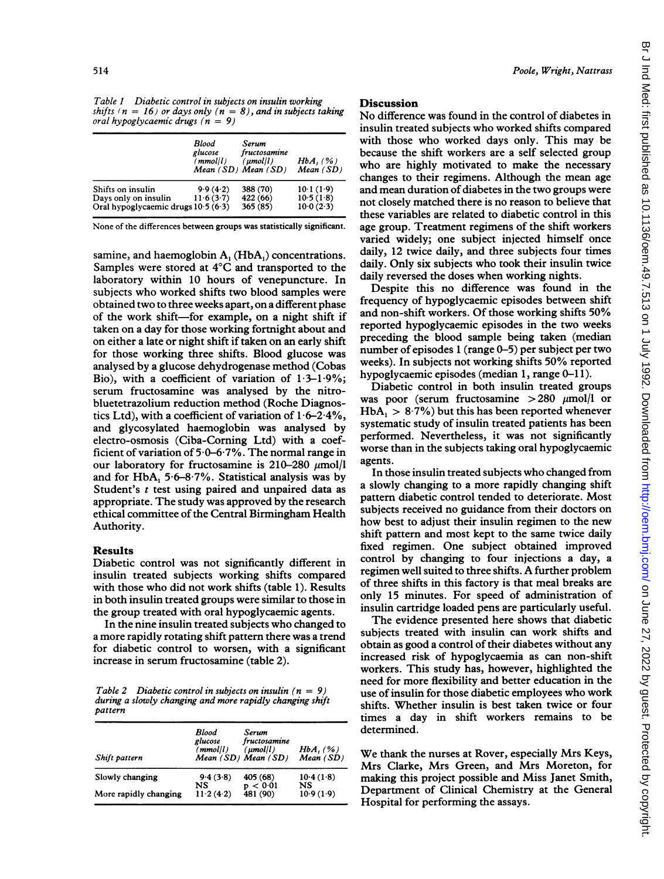*Table 1 Diabetic control in subjects on insulin working shifts (n = 16) or days only (n = 8), and in subjects taking oral hypoglycaemic drugs (n = 9)*

| | Blood glucose (mmol/l) Mean (SD) | Serum fructosamine (μmol/l) Mean (SD) | $HbA_1$ (%) Mean (SD) |
|---|---|---|---|
| Shifts on insulin | 9·9 (4·2) | 388 (70) | 10·1 (1·9) |
| Days only on insulin | 11·6 (3·7) | 422 (66) | 10·5 (1·8) |
| Oral hypoglycaemic drugs | 10·5 (6·3) | 365 (85) | 10·0 (2·3) |

None of the differences between groups was statistically significant.

samine, and haemoglobin $A_1$ ($HbA_1$) concentrations. Samples were stored at 4°C and transported to the laboratory within 10 hours of venepuncture. In subjects who worked shifts two blood samples were obtained two to three weeks apart, on a different phase of the work shift—for example, on a night shift if taken on a day for those working fortnight about and on either a late or night shift if taken on an early shift for those working three shifts. Blood glucose was analysed by a glucose dehydrogenase method (Cobas Bio), with a coefficient of variation of 1·3–1·9%; serum fructosamine was analysed by the nitrobluetetrazolium reduction method (Roche Diagnostics Ltd), with a coefficient of variation of 1·6–2·4%, and glycosylated haemoglobin was analysed by electro-osmosis (Ciba-Corning Ltd) with a coefficient of variation of 5·0–6·7%. The normal range in our laboratory for fructosamine is 210–280 μmol/l and for $HbA_1$ 5·6–8·7%. Statistical analysis was by Student's *t* test using paired and unpaired data as appropriate. The study was approved by the research ethical committee of the Central Birmingham Health Authority.

## Results

Diabetic control was not significantly different in insulin treated subjects working shifts compared with those who did not work shifts (table 1). Results in both insulin treated groups were similar to those in the group treated with oral hypoglycaemic agents.

In the nine insulin treated subjects who changed to a more rapidly rotating shift pattern there was a trend for diabetic control to worsen, with a significant increase in serum fructosamine (table 2).

*Table 2 Diabetic control in subjects on insulin (n = 9) during a slowly changing and more rapidly changing shift pattern*

| Shift pattern | Blood glucose (mmol/l) Mean (SD) | Serum fructosamine (μmol/l) Mean (SD) | $HbA_1$ (%) Mean (SD) |
|---|---|---|---|
| Slowly changing | 9·4 (3·8) | 405 (68) | 10·4 (1·8) |
| | NS | $p < 0·01$ | NS |
| More rapidly changing | 11·2 (4·2) | 481 (90) | 10·9 (1·9) |

## Discussion

No difference was found in the control of diabetes in insulin treated subjects who worked shifts compared with those who worked days only. This may be because the shift workers are a self selected group who are highly motivated to make the necessary changes to their regimens. Although the mean age and mean duration of diabetes in the two groups were not closely matched there is no reason to believe that these variables are related to diabetic control in this age group. Treatment regimens of the shift workers varied widely; one subject injected himself once daily, 12 twice daily, and three subjects four times daily. Only six subjects who took their insulin twice daily reversed the doses when working nights.

Despite this no difference was found in the frequency of hypoglycaemic episodes between shift and non-shift workers. Of those working shifts 50% reported hypoglycaemic episodes in the two weeks preceding the blood sample being taken (median number of episodes 1 (range 0–5) per subject per two weeks). In subjects not working shifts 50% reported hypoglycaemic episodes (median 1, range 0–11).

Diabetic control in both insulin treated groups was poor (serum fructosamine >280 μmol/l or $HbA_1$ > 8·7%) but this has been reported whenever systematic study of insulin treated patients has been performed. Nevertheless, it was not significantly worse than in the subjects taking oral hypoglycaemic agents.

In those insulin treated subjects who changed from a slowly changing to a more rapidly changing shift pattern diabetic control tended to deteriorate. Most subjects received no guidance from their doctors on how best to adjust their insulin regimen to the new shift pattern and most kept to the same twice daily fixed regimen. One subject obtained improved control by changing to four injections a day, a regimen well suited to three shifts. A further problem of three shifts in this factory is that meal breaks are only 15 minutes. For speed of administration of insulin cartridge loaded pens are particularly useful.

The evidence presented here shows that diabetic subjects treated with insulin can work shifts and obtain as good a control of their diabetes without any increased risk of hypoglycaemia as can non-shift workers. This study has, however, highlighted the need for more flexibility and better education in the use of insulin for those diabetic employees who work shifts. Whether insulin is best taken twice or four times a day in shift workers remains to be determined.

We thank the nurses at Rover, especially Mrs Keys, Mrs Clarke, Mrs Green, and Mrs Moreton, for making this project possible and Miss Janet Smith, Department of Clinical Chemistry at the General Hospital for performing the assays.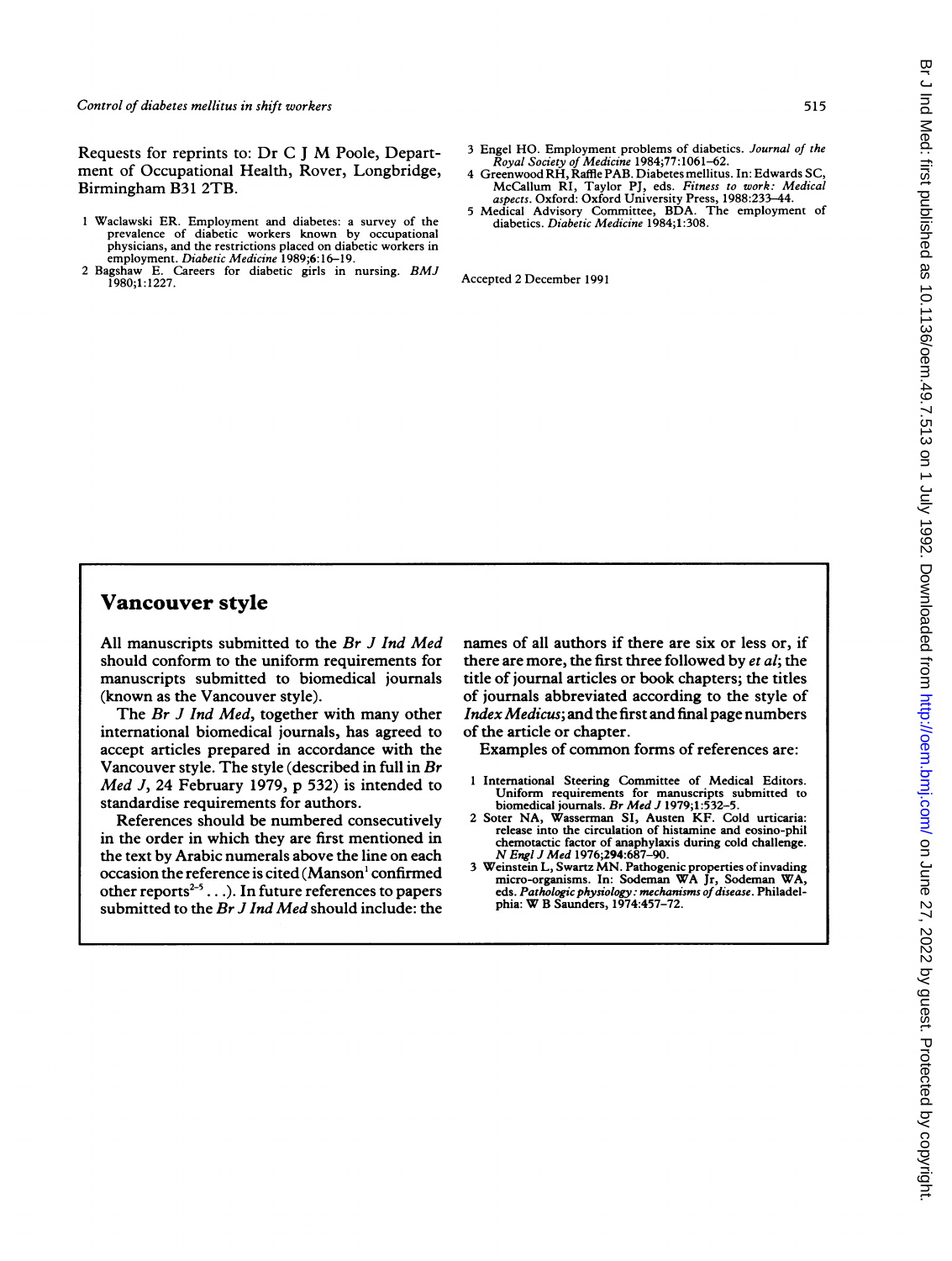Requests for reprints to: Dr C J M Poole, Department of Occupational Health, Rover, Longbridge, Birmingham B31 2TB.

1 Waclawski ER. Employment and diabetes: a survey of the prevalence of diabetic workers known by occupational physicians, and the restrictions placed on diabetic workers in employment. *Diabetic Medicine* 1989;**6**:16–19.
2 Bagshaw E. Careers for diabetic girls in nursing. *BMJ* 1980;1:1227.
3 Engel HO. Employment problems of diabetics. *Journal of the Royal Society of Medicine* 1984;77:1061–62.
4 Greenwood RH, Raffle PAB. Diabetes mellitus. In: Edwards SC, McCallum RI, Taylor PJ, eds. *Fitness to work: Medical aspects*. Oxford: Oxford University Press, 1988:233–44.
5 Medical Advisory Committee, BDA. The employment of diabetics. *Diabetic Medicine* 1984;1:308.

Accepted 2 December 1991

## Vancouver style

All manuscripts submitted to the *Br J Ind Med* should conform to the uniform requirements for manuscripts submitted to biomedical journals (known as the Vancouver style).

The *Br J Ind Med*, together with many other international biomedical journals, has agreed to accept articles prepared in accordance with the Vancouver style. The style (described in full in *Br Med J*, 24 February 1979, p 532) is intended to standardise requirements for authors.

References should be numbered consecutively in the order in which they are first mentioned in the text by Arabic numerals above the line on each occasion the reference is cited (Manson[1] confirmed other reports[2–5] . . .). In future references to papers submitted to the *Br J Ind Med* should include: the names of all authors if there are six or less or, if there are more, the first three followed by *et al*; the title of journal articles or book chapters; the titles of journals abbreviated according to the style of *Index Medicus*; and the first and final page numbers of the article or chapter.

Examples of common forms of references are:

1 International Steering Committee of Medical Editors. Uniform requirements for manuscripts submitted to biomedical journals. *Br Med J* 1979;1:532–5.
2 Soter NA, Wasserman SI, Austen KF. Cold urticaria: release into the circulation of histamine and eosino-phil chemotactic factor of anaphylaxis during cold challenge. *N Engl J Med* 1976;**294**:687–90.
3 Weinstein L, Swartz MN. Pathogenic properties of invading micro-organisms. In: Sodeman WA Jr, Sodeman WA, eds. *Pathologic physiology: mechanisms of disease*. Philadelphia: W B Saunders, 1974:457–72.